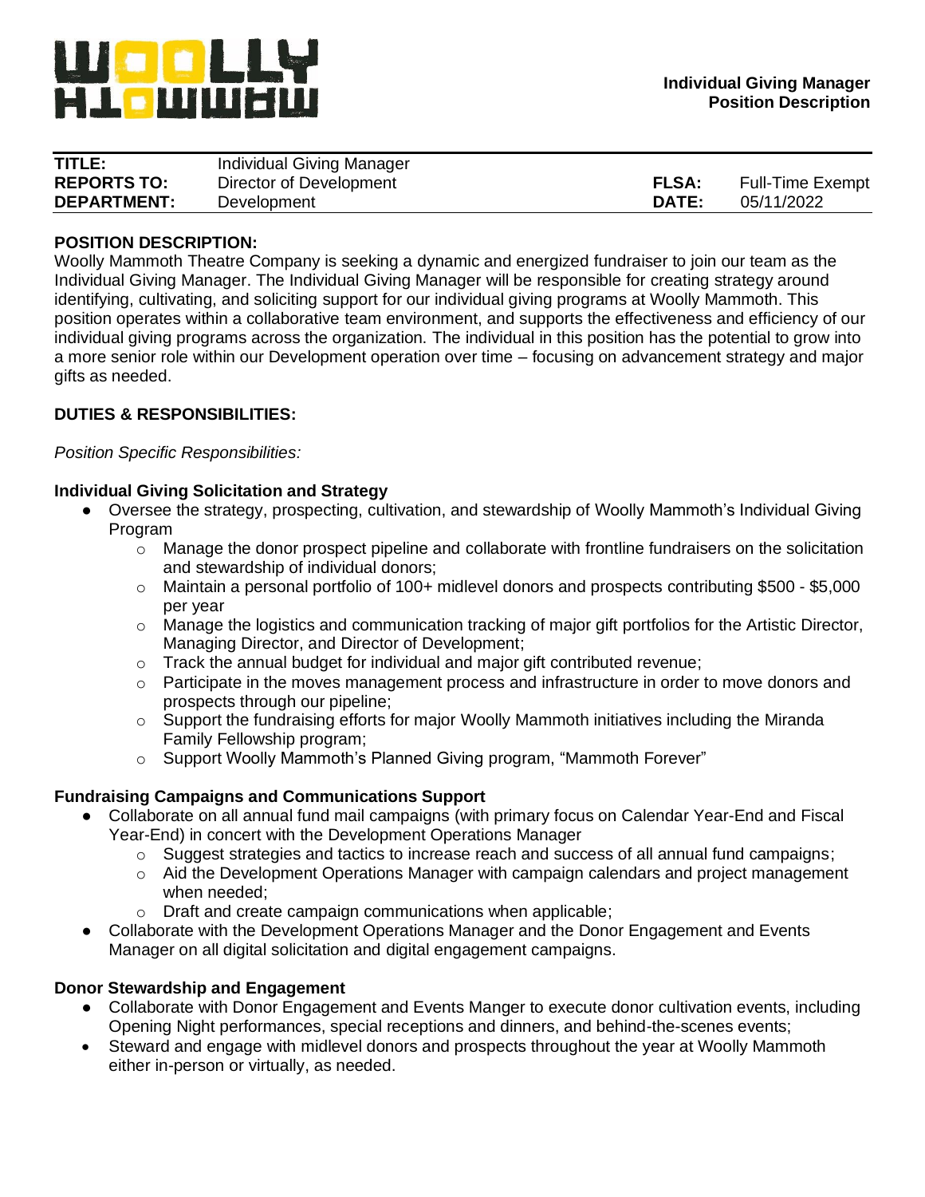**Individual Giving Manager**
**Position Description**

| | | | |
|---|---|---|---|
| **TITLE:** | Individual Giving Manager | | |
| **REPORTS TO:** | Director of Development | **FLSA:** | Full-Time Exempt |
| **DEPARTMENT:** | Development | **DATE:** | 05/11/2022 |

**POSITION DESCRIPTION:**

Woolly Mammoth Theatre Company is seeking a dynamic and energized fundraiser to join our team as the Individual Giving Manager. The Individual Giving Manager will be responsible for creating strategy around identifying, cultivating, and soliciting support for our individual giving programs at Woolly Mammoth. This position operates within a collaborative team environment, and supports the effectiveness and efficiency of our individual giving programs across the organization. The individual in this position has the potential to grow into a more senior role within our Development operation over time – focusing on advancement strategy and major gifts as needed.

**DUTIES & RESPONSIBILITIES:**

*Position Specific Responsibilities:*

**Individual Giving Solicitation and Strategy**

- Oversee the strategy, prospecting, cultivation, and stewardship of Woolly Mammoth's Individual Giving Program
  - Manage the donor prospect pipeline and collaborate with frontline fundraisers on the solicitation and stewardship of individual donors;
  - Maintain a personal portfolio of 100+ midlevel donors and prospects contributing $500 - $5,000 per year
  - Manage the logistics and communication tracking of major gift portfolios for the Artistic Director, Managing Director, and Director of Development;
  - Track the annual budget for individual and major gift contributed revenue;
  - Participate in the moves management process and infrastructure in order to move donors and prospects through our pipeline;
  - Support the fundraising efforts for major Woolly Mammoth initiatives including the Miranda Family Fellowship program;
  - Support Woolly Mammoth's Planned Giving program, "Mammoth Forever"

**Fundraising Campaigns and Communications Support**

- Collaborate on all annual fund mail campaigns (with primary focus on Calendar Year-End and Fiscal Year-End) in concert with the Development Operations Manager
  - Suggest strategies and tactics to increase reach and success of all annual fund campaigns;
  - Aid the Development Operations Manager with campaign calendars and project management when needed;
  - Draft and create campaign communications when applicable;
- Collaborate with the Development Operations Manager and the Donor Engagement and Events Manager on all digital solicitation and digital engagement campaigns.

**Donor Stewardship and Engagement**

- Collaborate with Donor Engagement and Events Manger to execute donor cultivation events, including Opening Night performances, special receptions and dinners, and behind-the-scenes events;
- Steward and engage with midlevel donors and prospects throughout the year at Woolly Mammoth either in-person or virtually, as needed.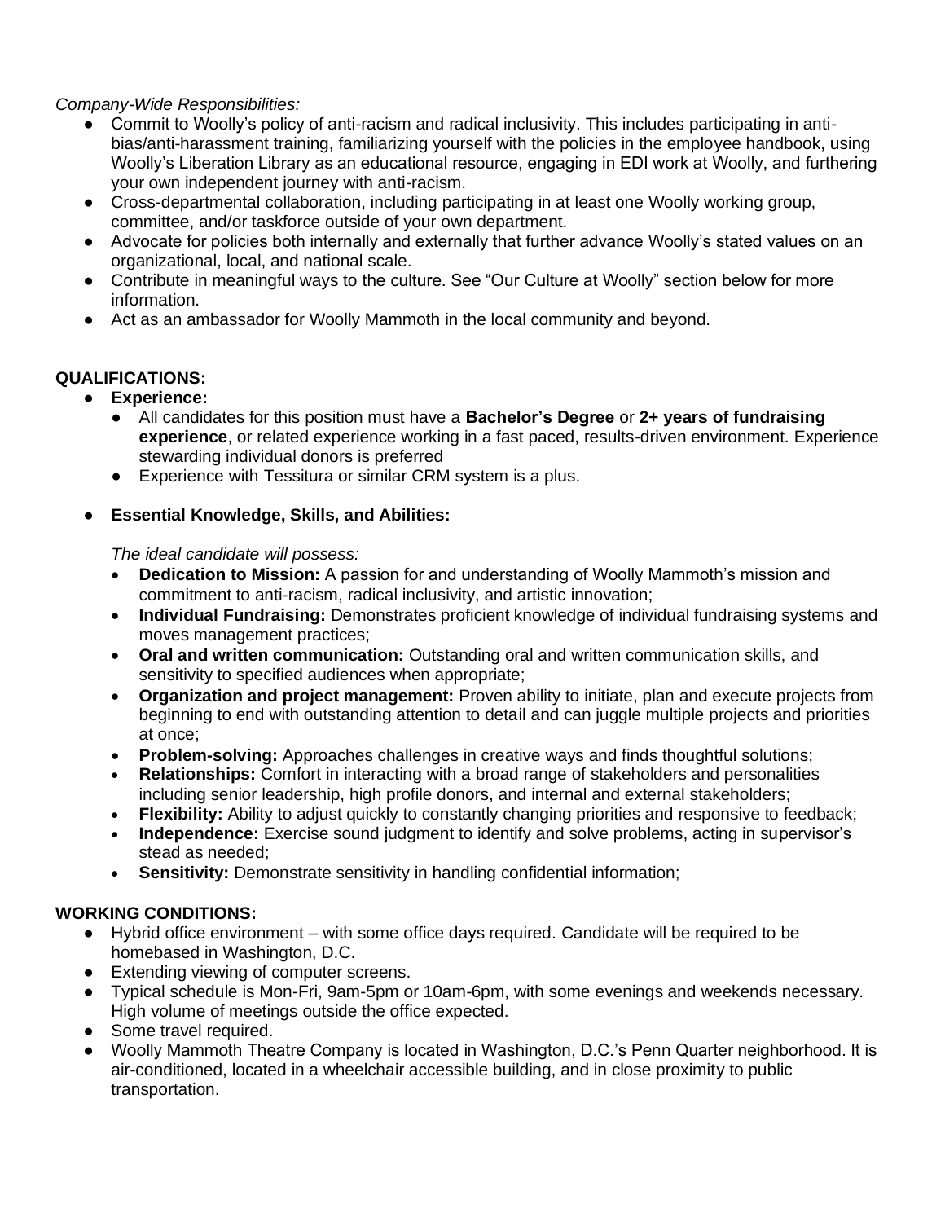*Company-Wide Responsibilities:*

- Commit to Woolly's policy of anti-racism and radical inclusivity. This includes participating in anti-bias/anti-harassment training, familiarizing yourself with the policies in the employee handbook, using Woolly's Liberation Library as an educational resource, engaging in EDI work at Woolly, and furthering your own independent journey with anti-racism.
- Cross-departmental collaboration, including participating in at least one Woolly working group, committee, and/or taskforce outside of your own department.
- Advocate for policies both internally and externally that further advance Woolly's stated values on an organizational, local, and national scale.
- Contribute in meaningful ways to the culture. See "Our Culture at Woolly" section below for more information.
- Act as an ambassador for Woolly Mammoth in the local community and beyond.

**QUALIFICATIONS:**

- **Experience:**
  - All candidates for this position must have a **Bachelor's Degree** or **2+ years of fundraising experience**, or related experience working in a fast paced, results-driven environment. Experience stewarding individual donors is preferred
  - Experience with Tessitura or similar CRM system is a plus.

- **Essential Knowledge, Skills, and Abilities:**

  *The ideal candidate will possess:*

  - **Dedication to Mission:** A passion for and understanding of Woolly Mammoth's mission and commitment to anti-racism, radical inclusivity, and artistic innovation;
  - **Individual Fundraising:** Demonstrates proficient knowledge of individual fundraising systems and moves management practices;
  - **Oral and written communication:** Outstanding oral and written communication skills, and sensitivity to specified audiences when appropriate;
  - **Organization and project management:** Proven ability to initiate, plan and execute projects from beginning to end with outstanding attention to detail and can juggle multiple projects and priorities at once;
  - **Problem-solving:** Approaches challenges in creative ways and finds thoughtful solutions;
  - **Relationships:** Comfort in interacting with a broad range of stakeholders and personalities including senior leadership, high profile donors, and internal and external stakeholders;
  - **Flexibility:** Ability to adjust quickly to constantly changing priorities and responsive to feedback;
  - **Independence:** Exercise sound judgment to identify and solve problems, acting in supervisor's stead as needed;
  - **Sensitivity:** Demonstrate sensitivity in handling confidential information;

**WORKING CONDITIONS:**

- Hybrid office environment – with some office days required. Candidate will be required to be homebased in Washington, D.C.
- Extending viewing of computer screens.
- Typical schedule is Mon-Fri, 9am-5pm or 10am-6pm, with some evenings and weekends necessary. High volume of meetings outside the office expected.
- Some travel required.
- Woolly Mammoth Theatre Company is located in Washington, D.C.'s Penn Quarter neighborhood. It is air-conditioned, located in a wheelchair accessible building, and in close proximity to public transportation.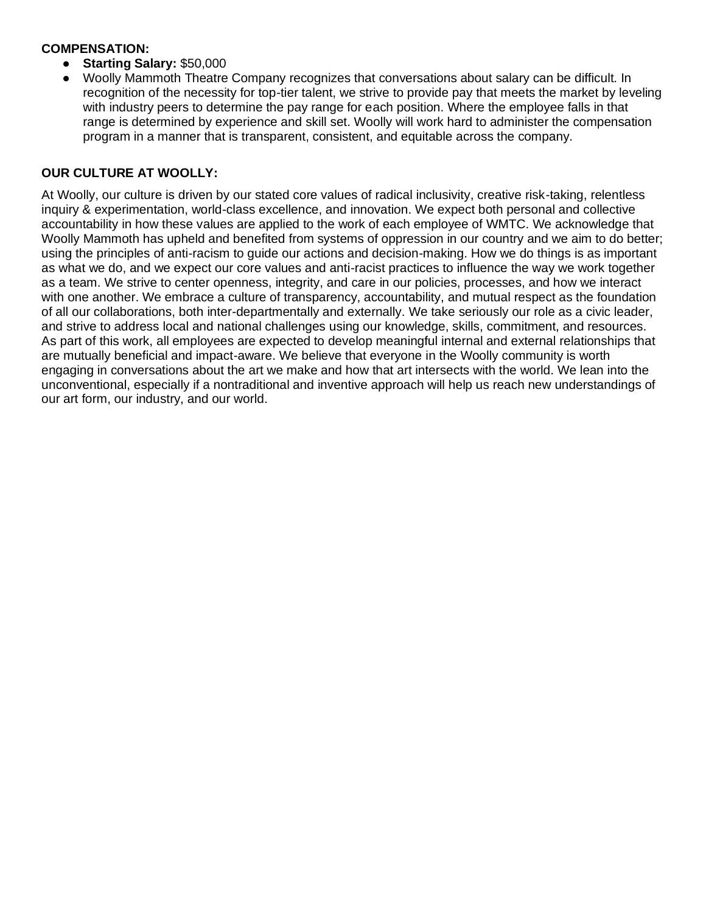**COMPENSATION:**

- **Starting Salary:** $50,000
- Woolly Mammoth Theatre Company recognizes that conversations about salary can be difficult. In recognition of the necessity for top-tier talent, we strive to provide pay that meets the market by leveling with industry peers to determine the pay range for each position. Where the employee falls in that range is determined by experience and skill set. Woolly will work hard to administer the compensation program in a manner that is transparent, consistent, and equitable across the company.

**OUR CULTURE AT WOOLLY:**

At Woolly, our culture is driven by our stated core values of radical inclusivity, creative risk-taking, relentless inquiry & experimentation, world-class excellence, and innovation. We expect both personal and collective accountability in how these values are applied to the work of each employee of WMTC. We acknowledge that Woolly Mammoth has upheld and benefited from systems of oppression in our country and we aim to do better; using the principles of anti-racism to guide our actions and decision-making. How we do things is as important as what we do, and we expect our core values and anti-racist practices to influence the way we work together as a team. We strive to center openness, integrity, and care in our policies, processes, and how we interact with one another. We embrace a culture of transparency, accountability, and mutual respect as the foundation of all our collaborations, both inter-departmentally and externally. We take seriously our role as a civic leader, and strive to address local and national challenges using our knowledge, skills, commitment, and resources. As part of this work, all employees are expected to develop meaningful internal and external relationships that are mutually beneficial and impact-aware. We believe that everyone in the Woolly community is worth engaging in conversations about the art we make and how that art intersects with the world. We lean into the unconventional, especially if a nontraditional and inventive approach will help us reach new understandings of our art form, our industry, and our world.